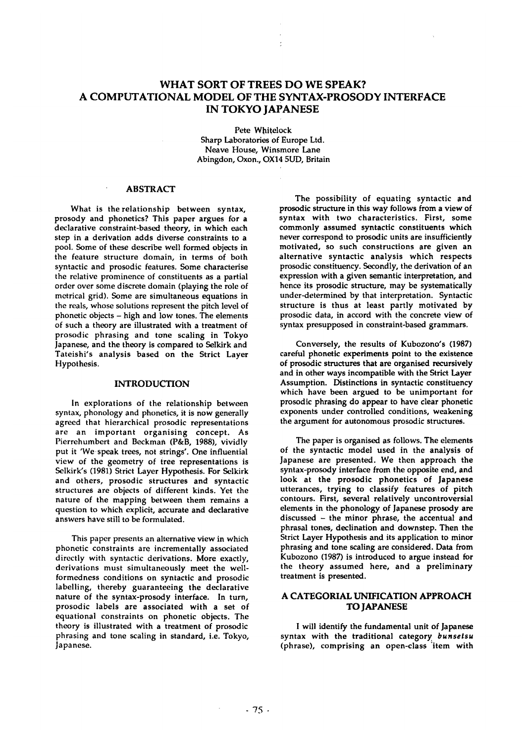# WHAT SORT OF TREES DO WE SPEAK? A COMPUTATIONAL MODEL OF THE SYNTAX-PROSODY INTERFACE IN TOKYO JAPANESE

Pete Whitelock
Sharp Laboratories of Europe Ltd.
Neave House, Winsmore Lane
Abingdon, Oxon., OX14 5UD, Britain

## ABSTRACT

What is the relationship between syntax, prosody and phonetics? This paper argues for a declarative constraint-based theory, in which each step in a derivation adds diverse constraints to a pool. Some of these describe well formed objects in the feature structure domain, in terms of both syntactic and prosodic features. Some characterise the relative prominence of constituents as a partial order over some discrete domain (playing the role of metrical grid). Some are simultaneous equations in the reals, whose solutions represent the pitch level of phonetic objects – high and low tones. The elements of such a theory are illustrated with a treatment of prosodic phrasing and tone scaling in Tokyo Japanese, and the theory is compared to Selkirk and Tateishi's analysis based on the Strict Layer Hypothesis.

## INTRODUCTION

In explorations of the relationship between syntax, phonology and phonetics, it is now generally agreed that hierarchical prosodic representations are an important organising concept. As Pierrehumbert and Beckman (P&B, 1988), vividly put it 'We speak trees, not strings'. One influential view of the geometry of tree representations is Selkirk's (1981) Strict Layer Hypothesis. For Selkirk and others, prosodic structures and syntactic structures are objects of different kinds. Yet the nature of the mapping between them remains a question to which explicit, accurate and declarative answers have still to be formulated.

This paper presents an alternative view in which phonetic constraints are incrementally associated directly with syntactic derivations. More exactly, derivations must simultaneously meet the well-formedness conditions on syntactic and prosodic labelling, thereby guaranteeing the declarative nature of the syntax-prosody interface. In turn, prosodic labels are associated with a set of equational constraints on phonetic objects. The theory is illustrated with a treatment of prosodic phrasing and tone scaling in standard, i.e. Tokyo, Japanese.

The possibility of equating syntactic and prosodic structure in this way follows from a view of syntax with two characteristics. First, some commonly assumed syntactic constituents which never correspond to prosodic units are insufficiently motivated, so such constructions are given an alternative syntactic analysis which respects prosodic constituency. Secondly, the derivation of an expression with a given semantic interpretation, and hence its prosodic structure, may be systematically under-determined by that interpretation. Syntactic structure is thus at least partly motivated by prosodic data, in accord with the concrete view of syntax presupposed in constraint-based grammars.

Conversely, the results of Kubozono's (1987) careful phonetic experiments point to the existence of prosodic structures that are organised recursively and in other ways incompatible with the Strict Layer Assumption. Distinctions in syntactic constituency which have been argued to be unimportant for prosodic phrasing do appear to have clear phonetic exponents under controlled conditions, weakening the argument for autonomous prosodic structures.

The paper is organised as follows. The elements of the syntactic model used in the analysis of Japanese are presented. We then approach the syntax-prosody interface from the opposite end, and look at the prosodic phonetics of Japanese utterances, trying to classify features of pitch contours. First, several relatively uncontroversial elements in the phonology of Japanese prosody are discussed – the minor phrase, the accentual and phrasal tones, declination and downstep. Then the Strict Layer Hypothesis and its application to minor phrasing and tone scaling are considered. Data from Kubozono (1987) is introduced to argue instead for the theory assumed here, and a preliminary treatment is presented.

## A CATEGORIAL UNIFICATION APPROACH TO JAPANESE

I will identify the fundamental unit of Japanese syntax with the traditional category *bunsetsu* (phrase), comprising an open-class item with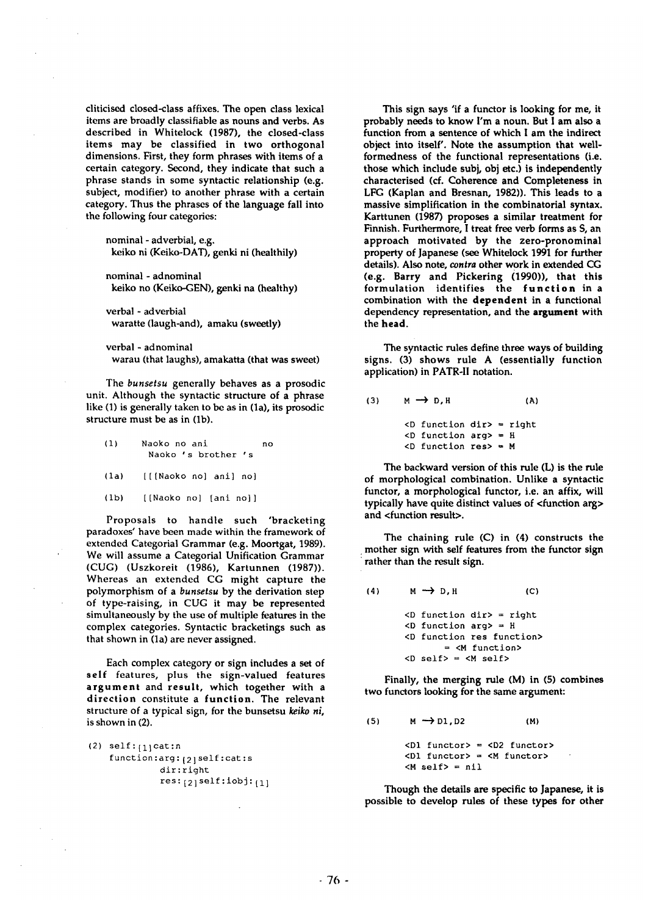cliticised closed-class affixes. The open class lexical items are broadly classifiable as nouns and verbs. As described in Whitelock (1987), the closed-class items may be classified in two orthogonal dimensions. First, they form phrases with items of a certain category. Second, they indicate that such a phrase stands in some syntactic relationship (e.g. subject, modifier) to another phrase with a certain category. Thus the phrases of the language fall into the following four categories:

nominal - adverbial, e.g.
keiko ni (Keiko-DAT), genki ni (healthily)

nominal - adnominal
keiko no (Keiko-GEN), genki na (healthy)

verbal - adverbial
waratte (laugh-and), amaku (sweetly)

verbal - adnominal
warau (that laughs), amakatta (that was sweet)

The *bunsetsu* generally behaves as a prosodic unit. Although the syntactic structure of a phrase like (1) is generally taken to be as in (1a), its prosodic structure must be as in (1b).

```
(1)    Naoko no ani          no
        Naoko 's brother 's

(1a)   [[[Naoko no] ani] no]

(1b)   [[Naoko no] [ani no]]
```

Proposals to handle such 'bracketing paradoxes' have been made within the framework of extended Categorial Grammar (e.g. Moortgat, 1989). We will assume a Categorial Unification Grammar (CUG) (Uszkoreit (1986), Karttunen (1987)). Whereas an extended CG might capture the polymorphism of a *bunsetsu* by the derivation step of type-raising, in CUG it may be represented simultaneously by the use of multiple features in the complex categories. Syntactic bracketings such as that shown in (1a) are never assigned.

Each complex category or sign includes a set of **self** features, plus the sign-valued features **argument** and **result**, which together with a **direction** constitute a **function**. The relevant structure of a typical sign, for the bunsetsu *keiko ni*, is shown in (2).

```
(2) self:[1]cat:n
    function:arg:[2]self:cat:s
             dir:right
             res:[2]self:iobj:[1]
```

This sign says 'if a functor is looking for me, it probably needs to know I'm a noun. But I am also a function from a sentence of which I am the indirect object into itself'. Note the assumption that well-formedness of the functional representations (i.e. those which include subj, obj etc.) is independently characterised (cf. Coherence and Completeness in LFG (Kaplan and Bresnan, 1982)). This leads to a massive simplification in the combinatorial syntax. Karttunen (1987) proposes a similar treatment for Finnish. Furthermore, I treat free verb forms as S, an approach motivated by the zero-pronominal property of Japanese (see Whitelock 1991 for further details). Also note, *contra* other work in extended CG (e.g. Barry and Pickering (1990)), that this formulation identifies the **function** in a combination with the **dependent** in a functional dependency representation, and the **argument** with the **head**.

The syntactic rules define three ways of building signs. (3) shows rule A (essentially function application) in PATR-II notation.

```
(3)    M → D,H              (A)

       <D function dir> = right
       <D function arg> = H
       <D function res> = M
```

The backward version of this rule (L) is the rule of morphological combination. Unlike a syntactic functor, a morphological functor, i.e. an affix, will typically have quite distinct values of <function arg> and <function result>.

The chaining rule (C) in (4) constructs the mother sign with self features from the functor sign rather than the result sign.

```
(4)    M → D,H              (C)

       <D function dir> = right
       <D function arg> = H
       <D function res function>
              = <M function>
       <D self> = <M self>
```

Finally, the merging rule (M) in (5) combines two functors looking for the same argument:

```
(5)    M → D1,D2            (M)

       <D1 functor> = <D2 functor>
       <D1 functor> = <M functor>
       <M self> = nil
```

Though the details are specific to Japanese, it is possible to develop rules of these types for other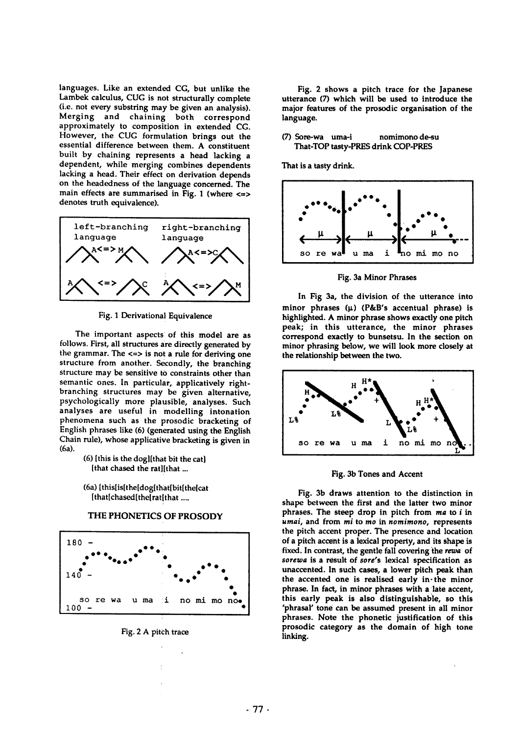languages. Like an extended CG, but unlike the Lambek calculus, CUG is not structurally complete (i.e. not every substring may be given an analysis). Merging and chaining both correspond approximately to composition in extended CG. However, the CUG formulation brings out the essential difference between them. A constituent built by chaining represents a head lacking a dependent, while merging combines dependents lacking a head. Their effect on derivation depends on the headedness of the language concerned. The main effects are summarised in Fig. 1 (where <=> denotes truth equivalence).

Fig. 1 Derivational Equivalence

The important aspects of this model are as follows. First, all structures are directly generated by the grammar. The <=> is not a rule for deriving one structure from another. Secondly, the branching structure may be sensitive to constraints other than semantic ones. In particular, applicatively right-branching structures may be given alternative, psychologically more plausible, analyses. Such analyses are useful in modelling intonation phenomena such as the prosodic bracketing of English phrases like (6) (generated using the English Chain rule), whose applicative bracketing is given in (6a).

> (6) [this is the dog][that bit the cat] [that chased the rat][that ...
>
> (6a) [this[is[the[dog[that[bit[the[cat [that[chased[the[rat[that ....

## THE PHONETICS OF PROSODY

Fig. 2 A pitch trace

Fig. 2 shows a pitch trace for the Japanese utterance (7) which will be used to introduce the major features of the prosodic organisation of the language.

> (7) Sore-wa uma-i nomimono de-su
> That-TOP tasty-PRES drink COP-PRES
>
> That is a tasty drink.

Fig. 3a Minor Phrases

In Fig 3a, the division of the utterance into minor phrases ($\mu$) (P&B's accentual phrase) is highlighted. A minor phrase shows exactly one pitch peak; in this utterance, the minor phrases correspond exactly to bunsetsu. In the section on minor phrasing below, we will look more closely at the relationship between the two.

Fig. 3b Tones and Accent

Fig. 3b draws attention to the distinction in shape between the first and the latter two minor phrases. The steep drop in pitch from *ma* to *i* in *umai*, and from *mi* to *mo* in *nomimono*, represents the pitch accent proper. The presence and location of a pitch accent is a lexical property, and its shape is fixed. In contrast, the gentle fall covering the *rewa* of *sorewa* is a result of *sore*'s lexical specification as unaccented. In such cases, a lower pitch peak than the accented one is realised early in the minor phrase. In fact, in minor phrases with a late accent, this early peak is also distinguishable, so this 'phrasal' tone can be assumed present in all minor phrases. Note the phonetic justification of this prosodic category as the domain of high tone linking.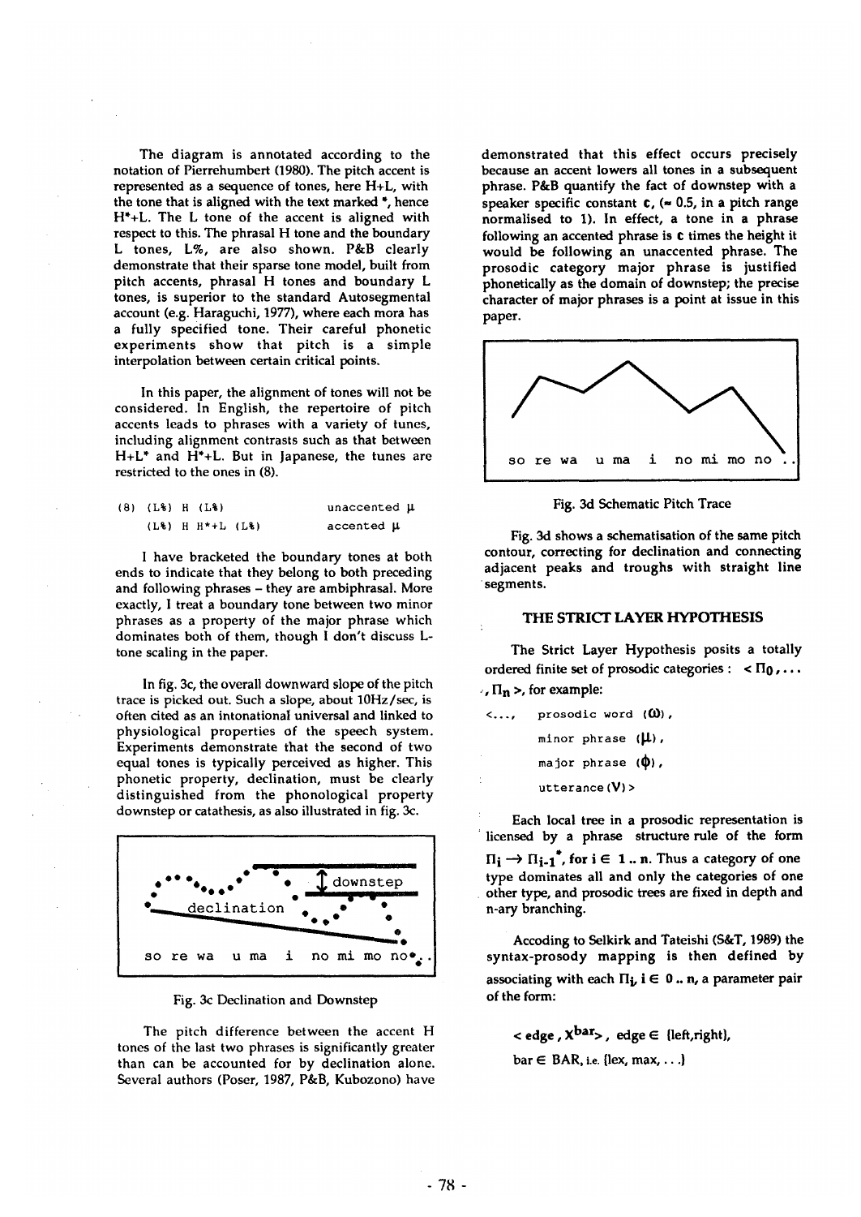The diagram is annotated according to the notation of Pierrehumbert (1980). The pitch accent is represented as a sequence of tones, here H+L, with the tone that is aligned with the text marked *, hence H*+L. The L tone of the accent is aligned with respect to this. The phrasal H tone and the boundary L tones, L%, are also shown. P&B clearly demonstrate that their sparse tone model, built from pitch accents, phrasal H tones and boundary L tones, is superior to the standard Autosegmental account (e.g. Haraguchi, 1977), where each mora has a fully specified tone. Their careful phonetic experiments show that pitch is a simple interpolation between certain critical points.

In this paper, the alignment of tones will not be considered. In English, the repertoire of pitch accents leads to phrases with a variety of tunes, including alignment contrasts such as that between H+L* and H*+L. But in Japanese, the tunes are restricted to the ones in (8).

```
(8)  (L%) H (L%)            unaccented μ
     (L%) H H*+L (L%)       accented μ
```

I have bracketed the boundary tones at both ends to indicate that they belong to both preceding and following phrases – they are ambiphrasal. More exactly, I treat a boundary tone between two minor phrases as a property of the major phrase which dominates both of them, though I don't discuss L-tone scaling in the paper.

In fig. 3c, the overall downward slope of the pitch trace is picked out. Such a slope, about 10Hz/sec, is often cited as an intonational universal and linked to physiological properties of the speech system. Experiments demonstrate that the second of two equal tones is typically perceived as higher. This phonetic property, declination, must be clearly distinguished from the phonological property downstep or catathesis, as also illustrated in fig. 3c.

Fig. 3c Declination and Downstep

The pitch difference between the accent H tones of the last two phrases is significantly greater than can be accounted for by declination alone. Several authors (Poser, 1987, P&B, Kubozono) have demonstrated that this effect occurs precisely because an accent lowers all tones in a subsequent phrase. P&B quantify the fact of downstep with a speaker specific constant **c**, (≈ 0.5, in a pitch range normalised to 1). In effect, a tone in a phrase following an accented phrase is **c** times the height it would be following an unaccented phrase. The prosodic category major phrase is justified phonetically as the domain of downstep; the precise character of major phrases is a point at issue in this paper.

Fig. 3d Schematic Pitch Trace

Fig. 3d shows a schematisation of the same pitch contour, correcting for declination and connecting adjacent peaks and troughs with straight line segments.

### THE STRICT LAYER HYPOTHESIS

The Strict Layer Hypothesis posits a totally ordered finite set of prosodic categories : $< \Pi_0 , \ldots , \Pi_n >$, for example:

```
<...,   prosodic word (ω),
        minor phrase (μ),
        major phrase (φ),
        utterance (V)>
```

Each local tree in a prosodic representation is licensed by a phrase structure rule of the form $\Pi_i \rightarrow \Pi_{i-1}{}^*$, for $i \in 1 .. n$. Thus a category of one type dominates all and only the categories of one other type, and prosodic trees are fixed in depth and n-ary branching.

Acoding to Selkirk and Tateishi (S&T, 1989) the syntax-prosody mapping is then defined by associating with each $\Pi_i$, $i \in 0 .. n$, a parameter pair of the form:

$$< \mathbf{edge} , \mathbf{X^{bar}} > , \ \mathbf{edge} \in \{\mathbf{left}, \mathbf{right}\},$$

$$\mathbf{bar} \in \mathbf{BAR}, \text{i.e. } \{\mathbf{lex}, \mathbf{max}, \ldots\}$$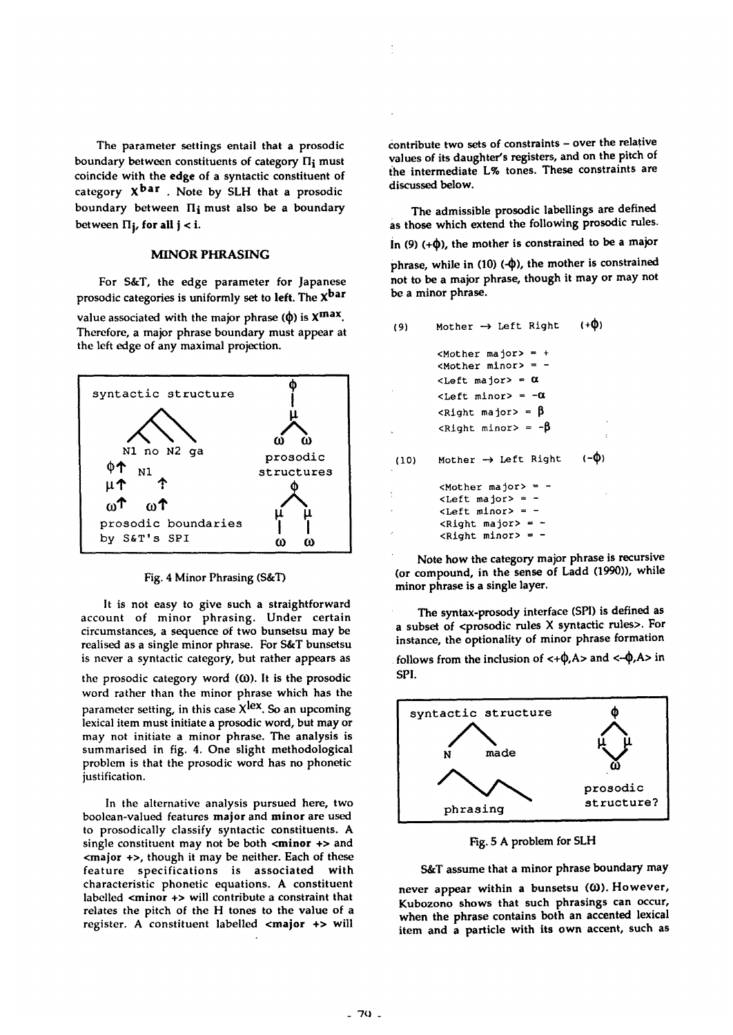The parameter settings entail that a prosodic boundary between constituents of category $\Pi_i$ must coincide with the **edge** of a syntactic constituent of category $X^{bar}$. Note by SLH that a prosodic boundary between $\Pi_i$ must also be a boundary between $\Pi_j$, **for all j < i.**

## MINOR PHRASING

For S&T, the edge parameter for Japanese prosodic categories is uniformly set to **left.** The $X^{bar}$ value associated with the major phrase ($\phi$) is $X^{max}$. Therefore, a major phrase boundary must appear at the left edge of any maximal projection.

Fig. 4 Minor Phrasing (S&T)

It is not easy to give such a straightforward account of minor phrasing. Under certain circumstances, a sequence of two bunsetsu may be realised as a single minor phrase. For S&T bunsetsu is never a syntactic category, but rather appears as the prosodic category word ($\omega$). It is the prosodic word rather than the minor phrase which has the parameter setting, in this case $X^{lex}$. So an upcoming lexical item must initiate a prosodic word, but may or may not initiate a minor phrase. The analysis is summarised in fig. 4. One slight methodological problem is that the prosodic word has no phonetic justification.

In the alternative analysis pursued here, two boolean-valued features **major** and **minor** are used to prosodically classify syntactic constituents. A single constituent may not be both **<minor +>** and **<major +>**, though it may be neither. Each of these feature specifications is associated with characteristic phonetic equations. A constituent labelled **<minor +>** will contribute a constraint that relates the pitch of the H tones to the value of a register. A constituent labelled **<major +>** will contribute two sets of constraints – over the relative values of its daughter's registers, and on the pitch of the intermediate L% tones. These constraints are discussed below.

The admissible prosodic labellings are defined as those which extend the following prosodic rules. In (9) (+$\phi$), the mother is constrained to be a major phrase, while in (10) (-$\phi$), the mother is constrained not to be a major phrase, though it may or may not be a minor phrase.

```
(9)    Mother → Left Right    (+φ)

       <Mother major> = +
       <Mother minor> = -
       <Left major> = α
       <Left minor> = -α
       <Right major> = β
       <Right minor> = -β

(10)   Mother → Left Right    (-φ)

       <Mother major> = -
       <Left major> = -
       <Left minor> = -
       <Right major> = -
       <Right minor> = -
```

Note how the category major phrase is recursive (or compound, in the sense of Ladd (1990)), while minor phrase is a single layer.

The syntax-prosody interface (SPI) is defined as a subset of <prosodic rules X syntactic rules>. For instance, the optionality of minor phrase formation follows from the inclusion of <+$\phi$,A> and <-$\phi$,A> in SPI.

Fig. 5 A problem for SLH

S&T assume that a minor phrase boundary may never appear within a bunsetsu ($\omega$). However, Kubozono shows that such phrasings can occur, when the phrase contains both an accented lexical item and a particle with its own accent, such as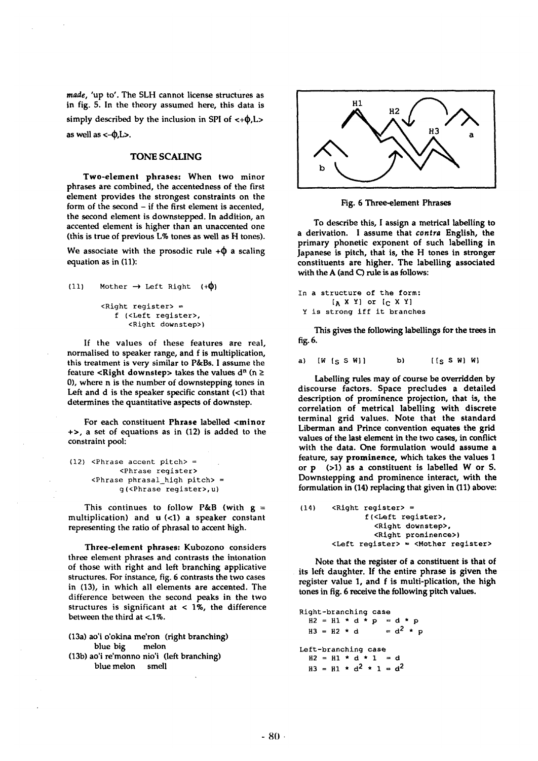*made*, 'up to'. The SLH cannot license structures as in fig. 5. In the theory assumed here, this data is simply described by the inclusion in SPI of <+ϕ,L> as well as <-ϕ,L>.

## TONE SCALING

**Two-element phrases:** When two minor phrases are combined, the accentedness of the first element provides the strongest constraints on the form of the second – if the first element is accented, the second element is downstepped. In addition, an accented element is higher than an unaccented one (this is true of previous L% tones as well as H tones).

We associate with the prosodic rule +ϕ a scaling equation as in (11):

```
(11)    Mother → Left Right  (+ϕ)

        <Right register> =
           f (<Left register>,
              <Right downstep>)
```

If the values of these features are real, normalised to speaker range, and f is multiplication, this treatment is very similar to P&Bs. I assume the feature **<Right downstep>** takes the values $d^n$ ($n \geq 0$), where n is the number of downstepping tones in Left and d is the speaker specific constant (<1) that determines the quantitative aspects of downstep.

For each constituent **Phrase** labelled **<minor +>**, a set of equations as in (12) is added to the constraint pool:

```
(12) <Phrase accent pitch> =
          <Phrase register>
     <Phrase phrasal_high pitch> =
          g(<Phrase register>,u)
```

This continues to follow P&B (with g = multiplication) and u (<1) a speaker constant representing the ratio of phrasal to accent high.

**Three-element phrases:** Kubozono considers three element phrases and contrasts the intonation of those with right and left branching applicative structures. For instance, fig. 6 contrasts the two cases in (13), in which all elements are accented. The difference between the second peaks in the two structures is significant at < 1%, the difference between the third at <.1%.

(13a) ao'i o'okina me'ron (right branching)
  blue big melon
(13b) ao'i re'monno nio'i (left branching)
  blue melon smell

Fig. 6 Three-element Phrases

To describe this, I assign a metrical labelling to a derivation. I assume that *contra* English, the primary phonetic exponent of such labelling in Japanese is pitch, that is, the H tones in stronger constituents are higher. The labelling associated with the A (and C) rule is as follows:

```
In a structure of the form:
      [A X Y] or [C X Y]
 Y is strong iff it branches
```

This gives the following labellings for the trees in fig. 6.

```
a)   [W [S S W]]        b)      [[S S W] W]
```

Labelling rules may of course be overridden by discourse factors. Space precludes a detailed description of prominence projection, that is, the correlation of metrical labelling with discrete terminal grid values. Note that the standard Liberman and Prince convention equates the grid values of the last element in the two cases, in conflict with the data. One formulation would assume a feature, say **prominence**, which takes the values 1 or p (>1) as a constituent is labelled W or S. Downstepping and prominence interact, with the formulation in (14) replacing that given in (11) above:

```
(14)    <Right register> =
             f(<Left register>,
               <Right downstep>,
               <Right prominence>)
        <Left register> = <Mother register>
```

Note that the register of a constituent is that of its left daughter. If the entire phrase is given the register value 1, and f is multi-plication, the high tones in fig. 6 receive the following pitch values.

Right-branching case
$H2 = H1 * d * p = d * p$
$H3 = H2 * d = d^2 * p$

Left-branching case
$H2 = H1 * d * 1 = d$
$H3 = H1 * d^2 * 1 = d^2$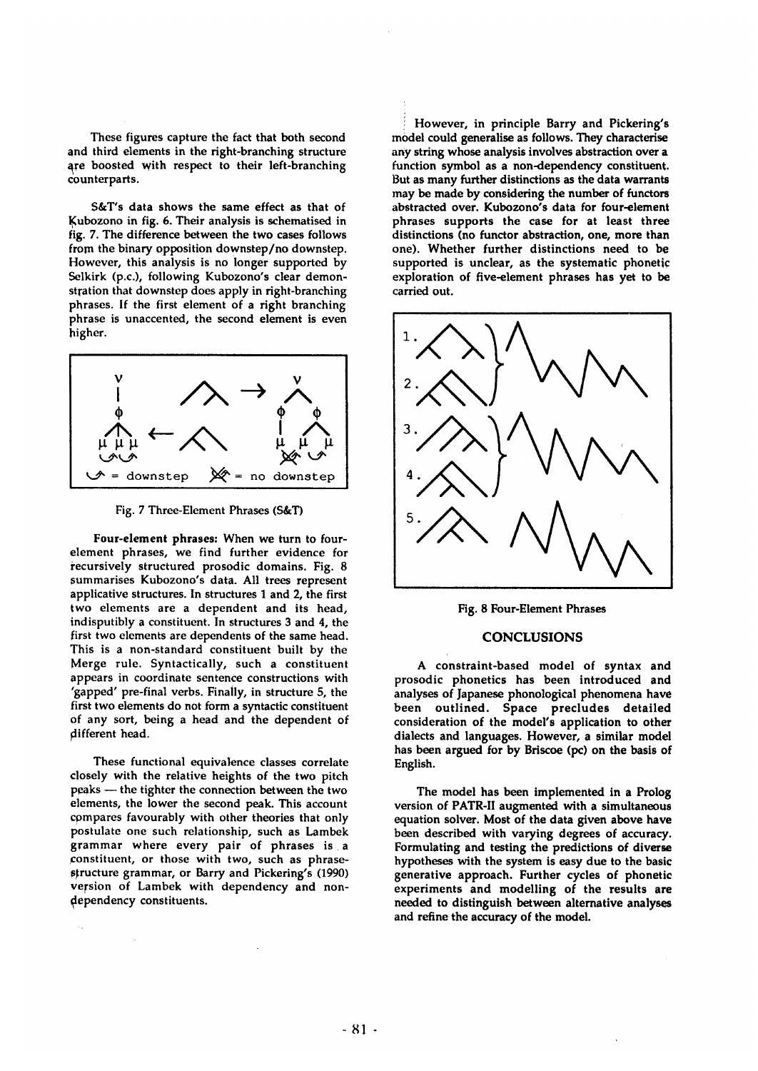These figures capture the fact that both second and third elements in the right-branching structure are boosted with respect to their left-branching counterparts.

S&T's data shows the same effect as that of Kubozono in fig. 6. Their analysis is schematised in fig. 7. The difference between the two cases follows from the binary opposition downstep/no downstep. However, this analysis is no longer supported by Selkirk (p.c.), following Kubozono's clear demonstration that downstep does apply in right-branching phrases. If the first element of a right branching phrase is unaccented, the second element is even higher.

Fig. 7 Three-Element Phrases (S&T)

**Four-element phrases:** When we turn to four-element phrases, we find further evidence for recursively structured prosodic domains. Fig. 8 summarises Kubozono's data. All trees represent applicative structures. In structures 1 and 2, the first two elements are a dependent and its head, indisputibly a constituent. In structures 3 and 4, the first two elements are dependents of the same head. This is a non-standard constituent built by the Merge rule. Syntactically, such a constituent appears in coordinate sentence constructions with 'gapped' pre-final verbs. Finally, in structure 5, the first two elements do not form a syntactic constituent of any sort, being a head and the dependent of different head.

These functional equivalence classes correlate closely with the relative heights of the two pitch peaks — the tighter the connection between the two elements, the lower the second peak. This account compares favourably with other theories that only postulate one such relationship, such as Lambek grammar where every pair of phrases is a constituent, or those with two, such as phrase-structure grammar, or Barry and Pickering's (1990) version of Lambek with dependency and non-dependency constituents.

However, in principle Barry and Pickering's model could generalise as follows. They characterise any string whose analysis involves abstraction over a function symbol as a non-dependency constituent. But as many further distinctions as the data warrants may be made by considering the number of functors abstracted over. Kubozono's data for four-element phrases supports the case for at least three distinctions (no functor abstraction, one, more than one). Whether further distinctions need to be supported is unclear, as the systematic phonetic exploration of five-element phrases has yet to be carried out.

Fig. 8 Four-Element Phrases

## CONCLUSIONS

A constraint-based model of syntax and prosodic phonetics has been introduced and analyses of Japanese phonological phenomena have been outlined. Space precludes detailed consideration of the model's application to other dialects and languages. However, a similar model has been argued for by Briscoe (pc) on the basis of English.

The model has been implemented in a Prolog version of PATR-II augmented with a simultaneous equation solver. Most of the data given above have been described with varying degrees of accuracy. Formulating and testing the predictions of diverse hypotheses with the system is easy due to the basic generative approach. Further cycles of phonetic experiments and modelling of the results are needed to distinguish between alternative analyses and refine the accuracy of the model.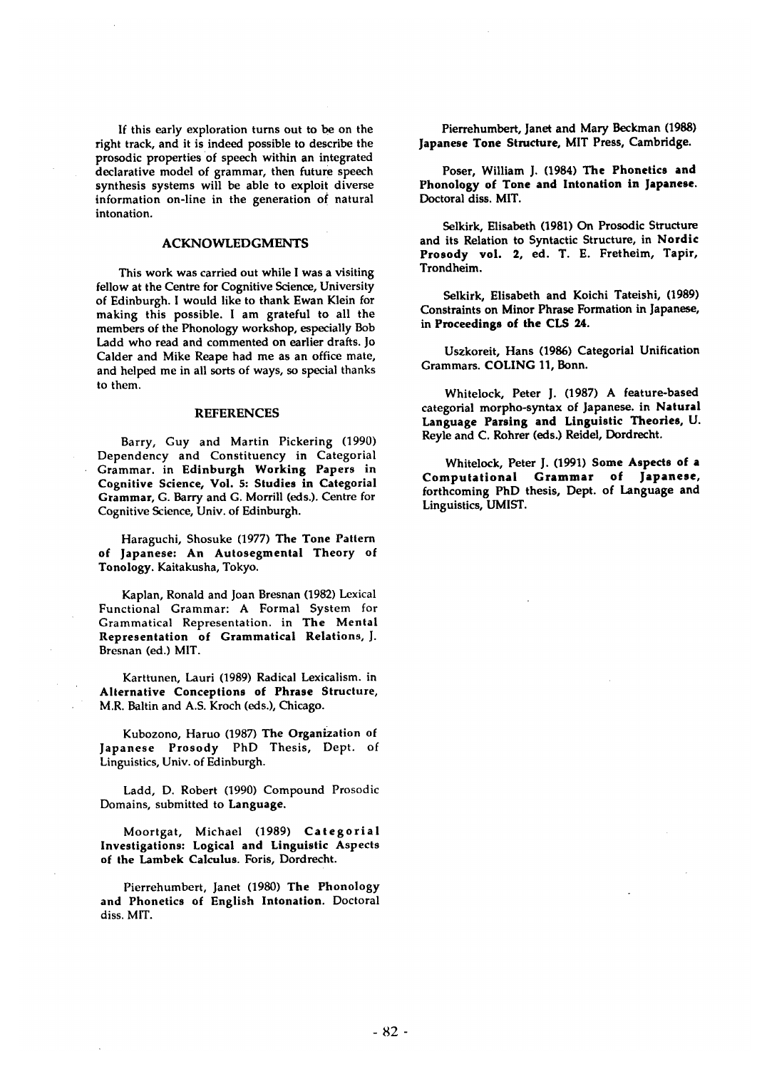If this early exploration turns out to be on the right track, and it is indeed possible to describe the prosodic properties of speech within an integrated declarative model of grammar, then future speech synthesis systems will be able to exploit diverse information on-line in the generation of natural intonation.

## ACKNOWLEDGMENTS

This work was carried out while I was a visiting fellow at the Centre for Cognitive Science, University of Edinburgh. I would like to thank Ewan Klein for making this possible. I am grateful to all the members of the Phonology workshop, especially Bob Ladd who read and commented on earlier drafts. Jo Calder and Mike Reape had me as an office mate, and helped me in all sorts of ways, so special thanks to them.

## REFERENCES

Barry, Guy and Martin Pickering (1990) Dependency and Constituency in Categorial Grammar. in **Edinburgh Working Papers in Cognitive Science, Vol. 5: Studies in Categorial Grammar**, G. Barry and G. Morrill (eds.). Centre for Cognitive Science, Univ. of Edinburgh.

Haraguchi, Shosuke (1977) **The Tone Pattern of Japanese: An Autosegmental Theory of Tonology**. Kaitakusha, Tokyo.

Kaplan, Ronald and Joan Bresnan (1982) Lexical Functional Grammar: A Formal System for Grammatical Representation. in **The Mental Representation of Grammatical Relations**, J. Bresnan (ed.) MIT.

Karttunen, Lauri (1989) Radical Lexicalism. in **Alternative Conceptions of Phrase Structure**, M.R. Baltin and A.S. Kroch (eds.), Chicago.

Kubozono, Haruo (1987) **The Organization of Japanese Prosody** PhD Thesis, Dept. of Linguistics, Univ. of Edinburgh.

Ladd, D. Robert (1990) Compound Prosodic Domains, submitted to **Language**.

Moortgat, Michael (1989) **Categorial Investigations: Logical and Linguistic Aspects of the Lambek Calculus**. Foris, Dordrecht.

Pierrehumbert, Janet (1980) **The Phonology and Phonetics of English Intonation**. Doctoral diss. MIT.

Pierrehumbert, Janet and Mary Beckman (1988) **Japanese Tone Structure**, MIT Press, Cambridge.

Poser, William J. (1984) **The Phonetics and Phonology of Tone and Intonation in Japanese**. Doctoral diss. MIT.

Selkirk, Elisabeth (1981) On Prosodic Structure and its Relation to Syntactic Structure, in **Nordic Prosody vol. 2**, ed. T. E. Fretheim, Tapir, Trondheim.

Selkirk, Elisabeth and Koichi Tateishi, (1989) Constraints on Minor Phrase Formation in Japanese, in **Proceedings of the CLS 24.**

Uszkoreit, Hans (1986) Categorial Unification Grammars. **COLING 11**, Bonn.

Whitelock, Peter J. (1987) A feature-based categorial morpho-syntax of Japanese. in **Natural Language Parsing and Linguistic Theories**, U. Reyle and C. Rohrer (eds.) Reidel, Dordrecht.

Whitelock, Peter J. (1991) **Some Aspects of a Computational Grammar of Japanese**, forthcoming PhD thesis, Dept. of Language and Linguistics, UMIST.